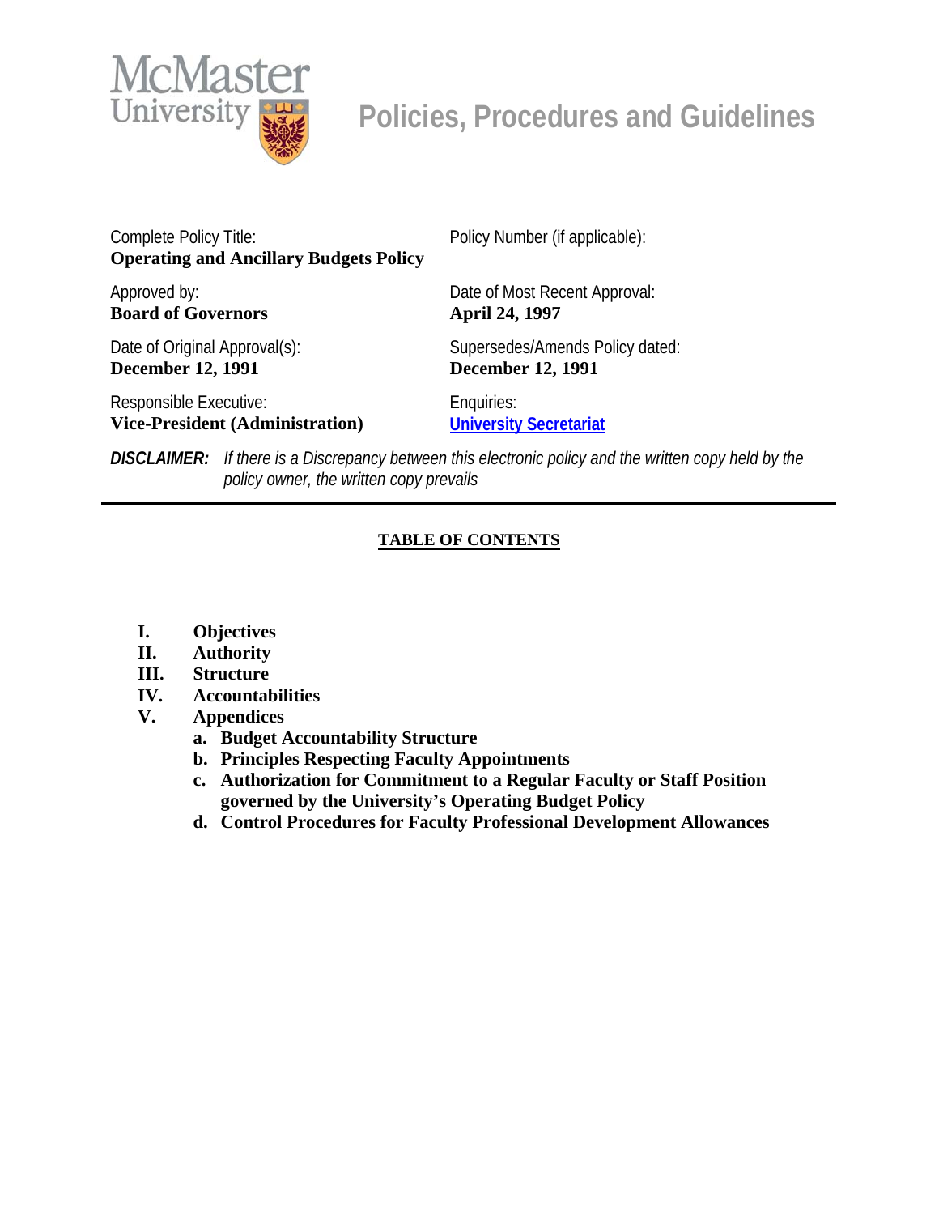McMaster University

# Policies, Procedures and Guidelines

| | |
|---|---|
| Complete Policy Title:<br>**Operating and Ancillary Budgets Policy** | Policy Number (if applicable): |
| Approved by:<br>**Board of Governors** | Date of Most Recent Approval:<br>**April 24, 1997** |
| Date of Original Approval(s):<br>**December 12, 1991** | Supersedes/Amends Policy dated:<br>**December 12, 1991** |
| Responsible Executive:<br>**Vice-President (Administration)** | Enquiries:<br>**University Secretariat** |

***DISCLAIMER:*** *If there is a Discrepancy between this electronic policy and the written copy held by the policy owner, the written copy prevails*

---

## TABLE OF CONTENTS

**I. Objectives**
**II. Authority**
**III. Structure**
**IV. Accountabilities**
**V. Appendices**
  **a. Budget Accountability Structure**
  **b. Principles Respecting Faculty Appointments**
  **c. Authorization for Commitment to a Regular Faculty or Staff Position governed by the University's Operating Budget Policy**
  **d. Control Procedures for Faculty Professional Development Allowances**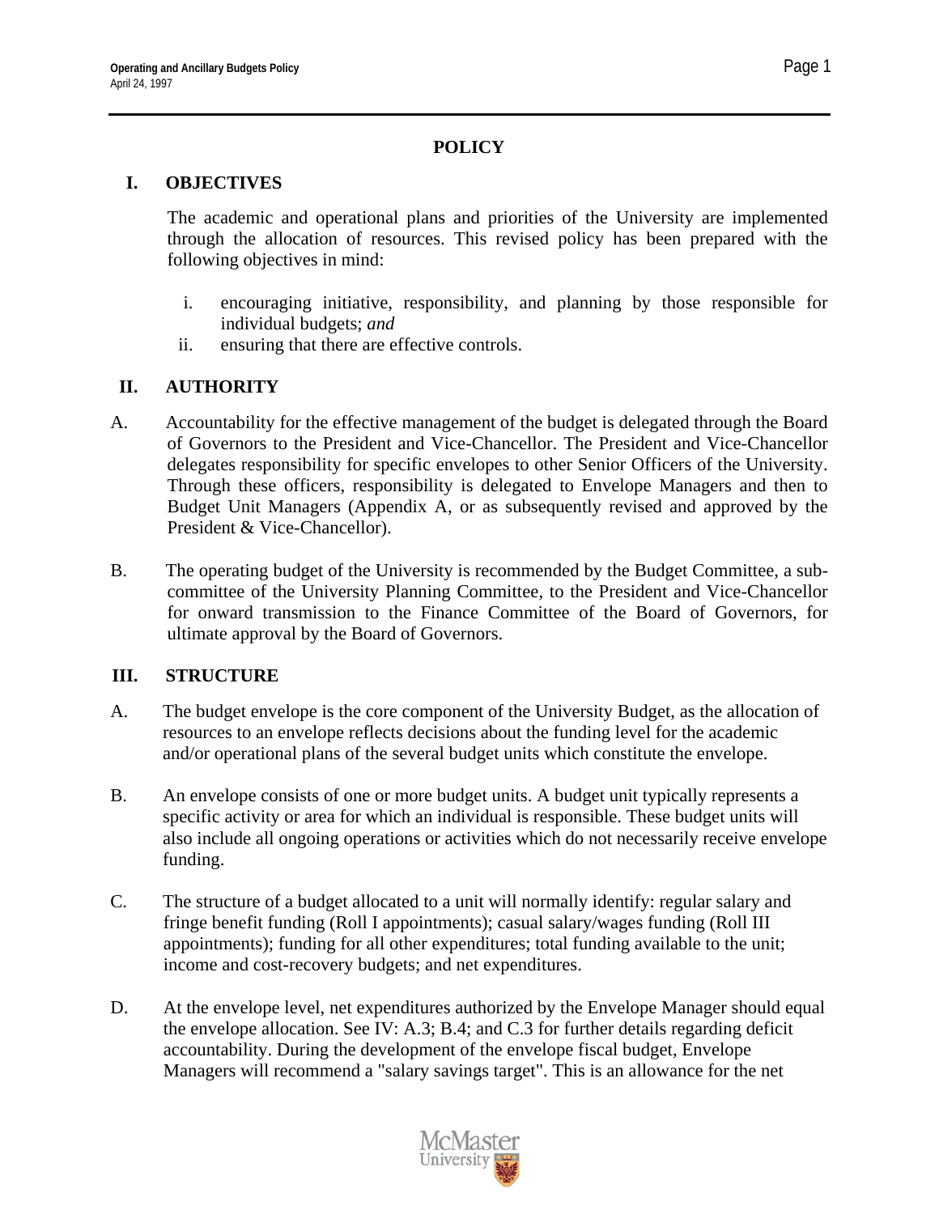## POLICY

### I. OBJECTIVES

The academic and operational plans and priorities of the University are implemented through the allocation of resources. This revised policy has been prepared with the following objectives in mind:

i. encouraging initiative, responsibility, and planning by those responsible for individual budgets; *and*

ii. ensuring that there are effective controls.

### II. AUTHORITY

A. Accountability for the effective management of the budget is delegated through the Board of Governors to the President and Vice-Chancellor. The President and Vice-Chancellor delegates responsibility for specific envelopes to other Senior Officers of the University. Through these officers, responsibility is delegated to Envelope Managers and then to Budget Unit Managers (Appendix A, or as subsequently revised and approved by the President & Vice-Chancellor).

B. The operating budget of the University is recommended by the Budget Committee, a sub-committee of the University Planning Committee, to the President and Vice-Chancellor for onward transmission to the Finance Committee of the Board of Governors, for ultimate approval by the Board of Governors.

### III. STRUCTURE

A. The budget envelope is the core component of the University Budget, as the allocation of resources to an envelope reflects decisions about the funding level for the academic and/or operational plans of the several budget units which constitute the envelope.

B. An envelope consists of one or more budget units. A budget unit typically represents a specific activity or area for which an individual is responsible. These budget units will also include all ongoing operations or activities which do not necessarily receive envelope funding.

C. The structure of a budget allocated to a unit will normally identify: regular salary and fringe benefit funding (Roll I appointments); casual salary/wages funding (Roll III appointments); funding for all other expenditures; total funding available to the unit; income and cost-recovery budgets; and net expenditures.

D. At the envelope level, net expenditures authorized by the Envelope Manager should equal the envelope allocation. See IV: A.3; B.4; and C.3 for further details regarding deficit accountability. During the development of the envelope fiscal budget, Envelope Managers will recommend a "salary savings target". This is an allowance for the net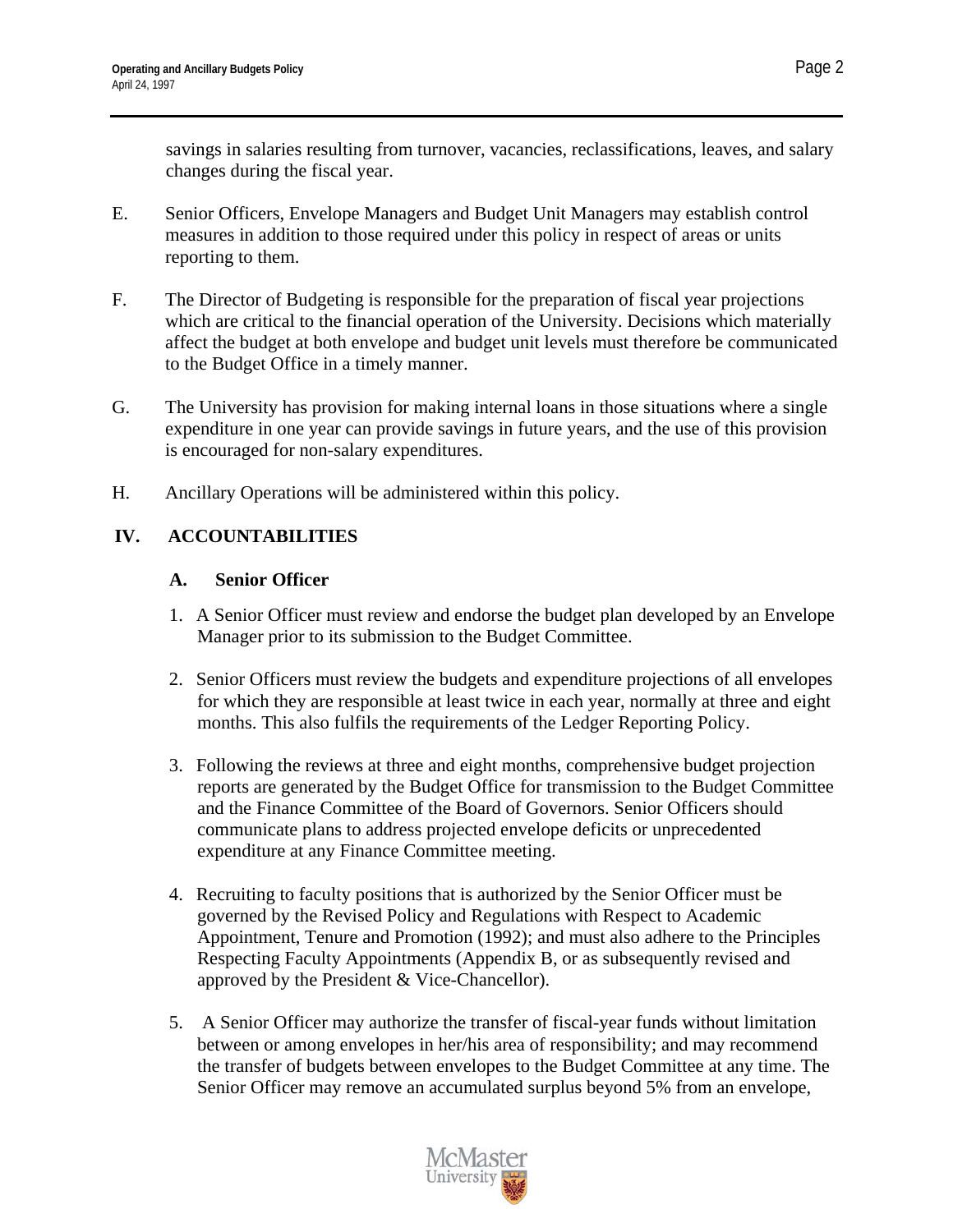savings in salaries resulting from turnover, vacancies, reclassifications, leaves, and salary changes during the fiscal year.

E. Senior Officers, Envelope Managers and Budget Unit Managers may establish control measures in addition to those required under this policy in respect of areas or units reporting to them.

F. The Director of Budgeting is responsible for the preparation of fiscal year projections which are critical to the financial operation of the University. Decisions which materially affect the budget at both envelope and budget unit levels must therefore be communicated to the Budget Office in a timely manner.

G. The University has provision for making internal loans in those situations where a single expenditure in one year can provide savings in future years, and the use of this provision is encouraged for non-salary expenditures.

H. Ancillary Operations will be administered within this policy.

## IV. ACCOUNTABILITIES

### A. Senior Officer

1. A Senior Officer must review and endorse the budget plan developed by an Envelope Manager prior to its submission to the Budget Committee.

2. Senior Officers must review the budgets and expenditure projections of all envelopes for which they are responsible at least twice in each year, normally at three and eight months. This also fulfils the requirements of the Ledger Reporting Policy.

3. Following the reviews at three and eight months, comprehensive budget projection reports are generated by the Budget Office for transmission to the Budget Committee and the Finance Committee of the Board of Governors. Senior Officers should communicate plans to address projected envelope deficits or unprecedented expenditure at any Finance Committee meeting.

4. Recruiting to faculty positions that is authorized by the Senior Officer must be governed by the Revised Policy and Regulations with Respect to Academic Appointment, Tenure and Promotion (1992); and must also adhere to the Principles Respecting Faculty Appointments (Appendix B, or as subsequently revised and approved by the President & Vice-Chancellor).

5. A Senior Officer may authorize the transfer of fiscal-year funds without limitation between or among envelopes in her/his area of responsibility; and may recommend the transfer of budgets between envelopes to the Budget Committee at any time. The Senior Officer may remove an accumulated surplus beyond 5% from an envelope,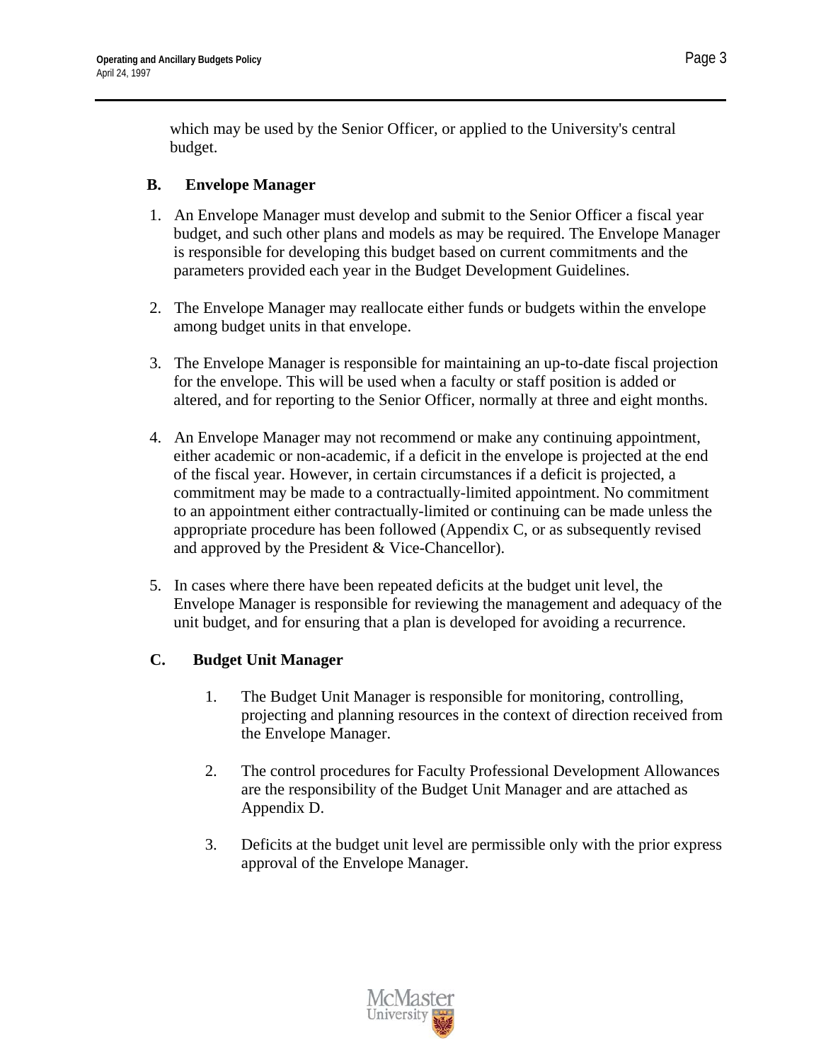which may be used by the Senior Officer, or applied to the University's central budget.

### B. Envelope Manager

1. An Envelope Manager must develop and submit to the Senior Officer a fiscal year budget, and such other plans and models as may be required. The Envelope Manager is responsible for developing this budget based on current commitments and the parameters provided each year in the Budget Development Guidelines.

2. The Envelope Manager may reallocate either funds or budgets within the envelope among budget units in that envelope.

3. The Envelope Manager is responsible for maintaining an up-to-date fiscal projection for the envelope. This will be used when a faculty or staff position is added or altered, and for reporting to the Senior Officer, normally at three and eight months.

4. An Envelope Manager may not recommend or make any continuing appointment, either academic or non-academic, if a deficit in the envelope is projected at the end of the fiscal year. However, in certain circumstances if a deficit is projected, a commitment may be made to a contractually-limited appointment. No commitment to an appointment either contractually-limited or continuing can be made unless the appropriate procedure has been followed (Appendix C, or as subsequently revised and approved by the President & Vice-Chancellor).

5. In cases where there have been repeated deficits at the budget unit level, the Envelope Manager is responsible for reviewing the management and adequacy of the unit budget, and for ensuring that a plan is developed for avoiding a recurrence.

### C. Budget Unit Manager

1. The Budget Unit Manager is responsible for monitoring, controlling, projecting and planning resources in the context of direction received from the Envelope Manager.

2. The control procedures for Faculty Professional Development Allowances are the responsibility of the Budget Unit Manager and are attached as Appendix D.

3. Deficits at the budget unit level are permissible only with the prior express approval of the Envelope Manager.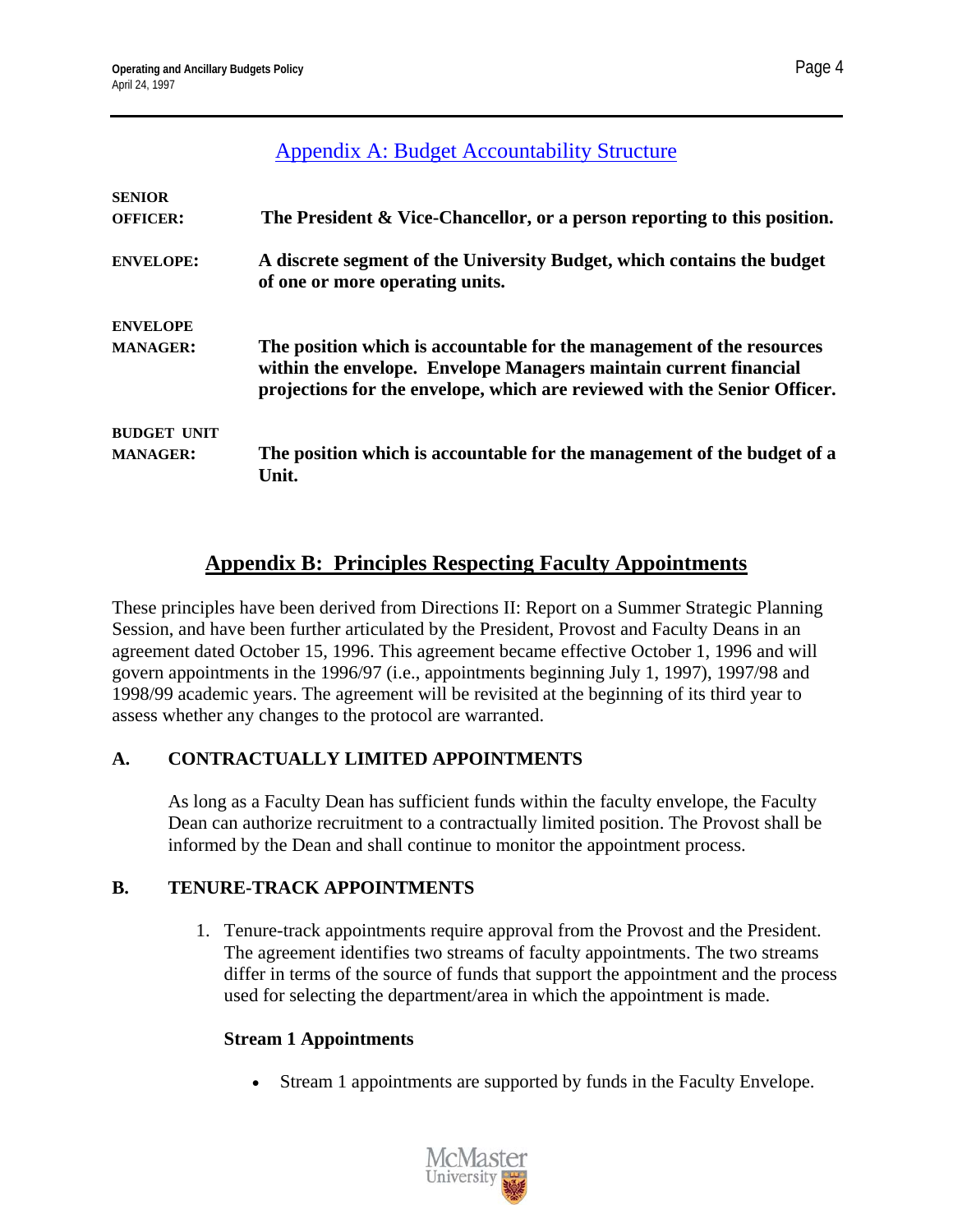## Appendix A: Budget Accountability Structure

| | |
|---|---|
| **SENIOR OFFICER:** | **The President & Vice-Chancellor, or a person reporting to this position.** |
| **ENVELOPE:** | **A discrete segment of the University Budget, which contains the budget of one or more operating units.** |
| **ENVELOPE MANAGER:** | **The position which is accountable for the management of the resources within the envelope. Envelope Managers maintain current financial projections for the envelope, which are reviewed with the Senior Officer.** |
| **BUDGET UNIT MANAGER:** | **The position which is accountable for the management of the budget of a Unit.** |

## Appendix B: Principles Respecting Faculty Appointments

These principles have been derived from Directions II: Report on a Summer Strategic Planning Session, and have been further articulated by the President, Provost and Faculty Deans in an agreement dated October 15, 1996. This agreement became effective October 1, 1996 and will govern appointments in the 1996/97 (i.e., appointments beginning July 1, 1997), 1997/98 and 1998/99 academic years. The agreement will be revisited at the beginning of its third year to assess whether any changes to the protocol are warranted.

### A. CONTRACTUALLY LIMITED APPOINTMENTS

As long as a Faculty Dean has sufficient funds within the faculty envelope, the Faculty Dean can authorize recruitment to a contractually limited position. The Provost shall be informed by the Dean and shall continue to monitor the appointment process.

### B. TENURE-TRACK APPOINTMENTS

1. Tenure-track appointments require approval from the Provost and the President. The agreement identifies two streams of faculty appointments. The two streams differ in terms of the source of funds that support the appointment and the process used for selecting the department/area in which the appointment is made.

   **Stream 1 Appointments**

   - Stream 1 appointments are supported by funds in the Faculty Envelope.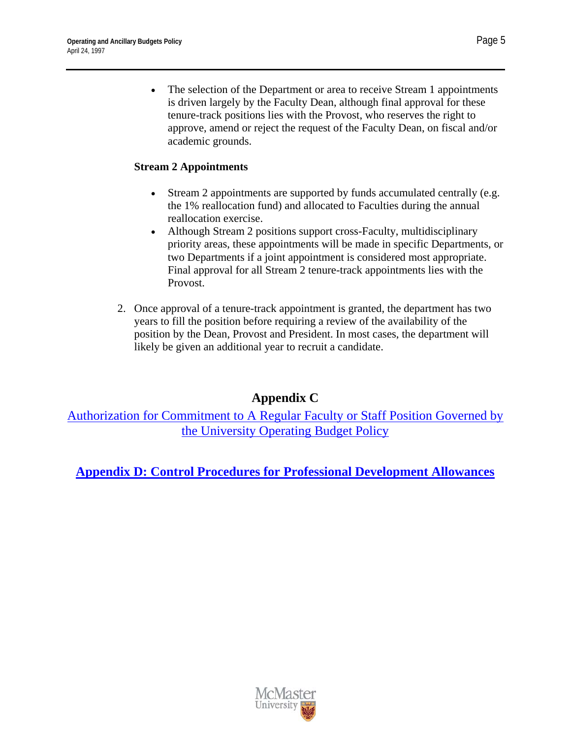- The selection of the Department or area to receive Stream 1 appointments is driven largely by the Faculty Dean, although final approval for these tenure-track positions lies with the Provost, who reserves the right to approve, amend or reject the request of the Faculty Dean, on fiscal and/or academic grounds.

**Stream 2 Appointments**

- Stream 2 appointments are supported by funds accumulated centrally (e.g. the 1% reallocation fund) and allocated to Faculties during the annual reallocation exercise.
- Although Stream 2 positions support cross-Faculty, multidisciplinary priority areas, these appointments will be made in specific Departments, or two Departments if a joint appointment is considered most appropriate. Final approval for all Stream 2 tenure-track appointments lies with the Provost.

2. Once approval of a tenure-track appointment is granted, the department has two years to fill the position before requiring a review of the availability of the position by the Dean, Provost and President. In most cases, the department will likely be given an additional year to recruit a candidate.

## Appendix C

Authorization for Commitment to A Regular Faculty or Staff Position Governed by the University Operating Budget Policy

## Appendix D: Control Procedures for Professional Development Allowances